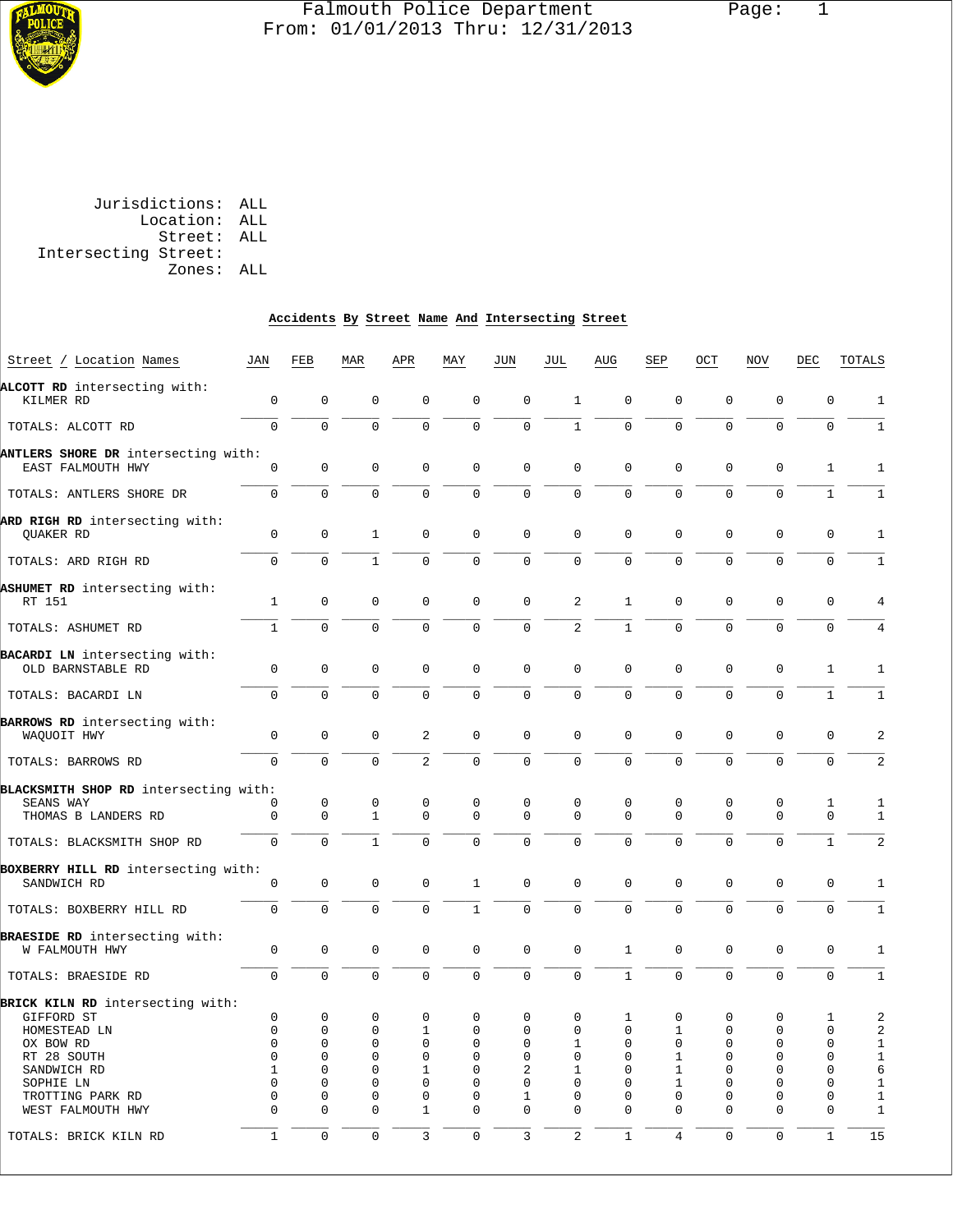# Falmouth Police Department

From: 01/01/2013 Thru: 12/31/2013

Jurisdictions: ALL
Location: ALL
Street: ALL
Intersecting Street:
Zones: ALL

## Accidents By Street Name And Intersecting Street

| Street / Location Names | JAN | FEB | MAR | APR | MAY | JUN | JUL | AUG | SEP | OCT | NOV | DEC | TOTALS |
|---|---|---|---|---|---|---|---|---|---|---|---|---|---|
| **ALCOTT RD** intersecting with: | | | | | | | | | | | | | |
| KILMER RD | 0 | 0 | 0 | 0 | 0 | 0 | 1 | 0 | 0 | 0 | 0 | 0 | 1 |
| TOTALS: ALCOTT RD | 0 | 0 | 0 | 0 | 0 | 0 | 1 | 0 | 0 | 0 | 0 | 0 | 1 |
| **ANTLERS SHORE DR** intersecting with: | | | | | | | | | | | | | |
| EAST FALMOUTH HWY | 0 | 0 | 0 | 0 | 0 | 0 | 0 | 0 | 0 | 0 | 0 | 1 | 1 |
| TOTALS: ANTLERS SHORE DR | 0 | 0 | 0 | 0 | 0 | 0 | 0 | 0 | 0 | 0 | 0 | 1 | 1 |
| **ARD RIGH RD** intersecting with: | | | | | | | | | | | | | |
| QUAKER RD | 0 | 0 | 1 | 0 | 0 | 0 | 0 | 0 | 0 | 0 | 0 | 0 | 1 |
| TOTALS: ARD RIGH RD | 0 | 0 | 1 | 0 | 0 | 0 | 0 | 0 | 0 | 0 | 0 | 0 | 1 |
| **ASHUMET RD** intersecting with: | | | | | | | | | | | | | |
| RT 151 | 1 | 0 | 0 | 0 | 0 | 0 | 2 | 1 | 0 | 0 | 0 | 0 | 4 |
| TOTALS: ASHUMET RD | 1 | 0 | 0 | 0 | 0 | 0 | 2 | 1 | 0 | 0 | 0 | 0 | 4 |
| **BACARDI LN** intersecting with: | | | | | | | | | | | | | |
| OLD BARNSTABLE RD | 0 | 0 | 0 | 0 | 0 | 0 | 0 | 0 | 0 | 0 | 0 | 1 | 1 |
| TOTALS: BACARDI LN | 0 | 0 | 0 | 0 | 0 | 0 | 0 | 0 | 0 | 0 | 0 | 1 | 1 |
| **BARROWS RD** intersecting with: | | | | | | | | | | | | | |
| WAQUOIT HWY | 0 | 0 | 0 | 2 | 0 | 0 | 0 | 0 | 0 | 0 | 0 | 0 | 2 |
| TOTALS: BARROWS RD | 0 | 0 | 0 | 2 | 0 | 0 | 0 | 0 | 0 | 0 | 0 | 0 | 2 |
| **BLACKSMITH SHOP RD** intersecting with: | | | | | | | | | | | | | |
| SEANS WAY | 0 | 0 | 0 | 0 | 0 | 0 | 0 | 0 | 0 | 0 | 0 | 1 | 1 |
| THOMAS B LANDERS RD | 0 | 0 | 1 | 0 | 0 | 0 | 0 | 0 | 0 | 0 | 0 | 0 | 1 |
| TOTALS: BLACKSMITH SHOP RD | 0 | 0 | 1 | 0 | 0 | 0 | 0 | 0 | 0 | 0 | 0 | 1 | 2 |
| **BOXBERRY HILL RD** intersecting with: | | | | | | | | | | | | | |
| SANDWICH RD | 0 | 0 | 0 | 0 | 1 | 0 | 0 | 0 | 0 | 0 | 0 | 0 | 1 |
| TOTALS: BOXBERRY HILL RD | 0 | 0 | 0 | 0 | 1 | 0 | 0 | 0 | 0 | 0 | 0 | 0 | 1 |
| **BRAESIDE RD** intersecting with: | | | | | | | | | | | | | |
| W FALMOUTH HWY | 0 | 0 | 0 | 0 | 0 | 0 | 0 | 1 | 0 | 0 | 0 | 0 | 1 |
| TOTALS: BRAESIDE RD | 0 | 0 | 0 | 0 | 0 | 0 | 0 | 1 | 0 | 0 | 0 | 0 | 1 |
| **BRICK KILN RD** intersecting with: | | | | | | | | | | | | | |
| GIFFORD ST | 0 | 0 | 0 | 0 | 0 | 0 | 0 | 1 | 0 | 0 | 0 | 1 | 2 |
| HOMESTEAD LN | 0 | 0 | 0 | 1 | 0 | 0 | 0 | 0 | 1 | 0 | 0 | 0 | 2 |
| OX BOW RD | 0 | 0 | 0 | 0 | 0 | 0 | 1 | 0 | 0 | 0 | 0 | 0 | 1 |
| RT 28 SOUTH | 0 | 0 | 0 | 0 | 0 | 0 | 0 | 0 | 1 | 0 | 0 | 0 | 1 |
| SANDWICH RD | 1 | 0 | 0 | 1 | 0 | 2 | 1 | 0 | 1 | 0 | 0 | 0 | 6 |
| SOPHIE LN | 0 | 0 | 0 | 0 | 0 | 0 | 0 | 0 | 1 | 0 | 0 | 0 | 1 |
| TROTTING PARK RD | 0 | 0 | 0 | 0 | 0 | 1 | 0 | 0 | 0 | 0 | 0 | 0 | 1 |
| WEST FALMOUTH HWY | 0 | 0 | 0 | 1 | 0 | 0 | 0 | 0 | 0 | 0 | 0 | 0 | 1 |
| TOTALS: BRICK KILN RD | 1 | 0 | 0 | 3 | 0 | 3 | 2 | 1 | 4 | 0 | 0 | 1 | 15 |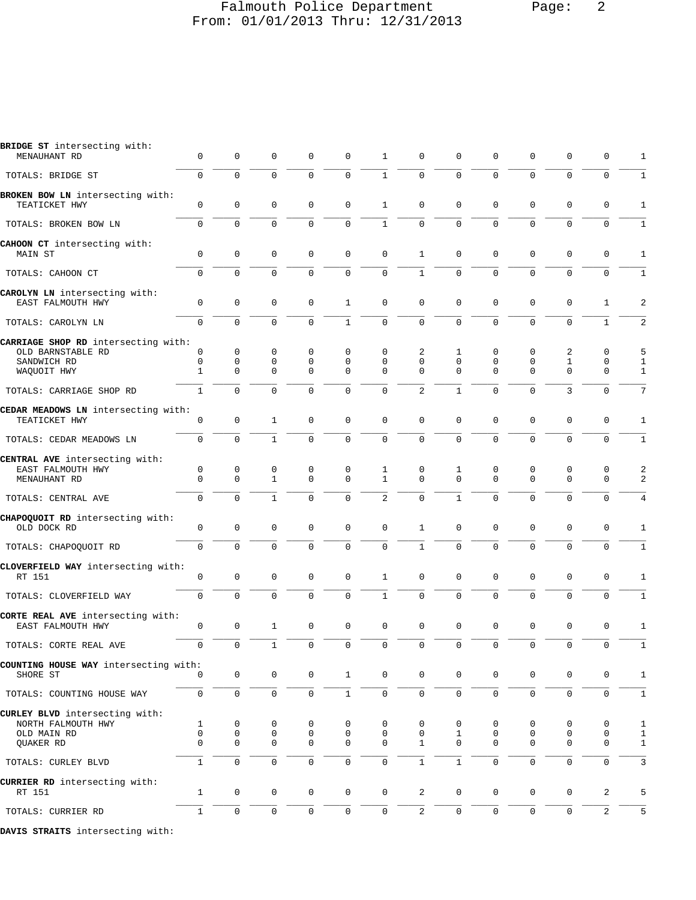| | | | | | | | | | | | | | |
|---|---|---|---|---|---|---|---|---|---|---|---|---|---|
| **BRIDGE ST** intersecting with: | | | | | | | | | | | | | |
| MENAUHANT RD | 0 | 0 | 0 | 0 | 0 | 1 | 0 | 0 | 0 | 0 | 0 | 0 | 1 |
| TOTALS: BRIDGE ST | 0 | 0 | 0 | 0 | 0 | 1 | 0 | 0 | 0 | 0 | 0 | 0 | 1 |
| **BROKEN BOW LN** intersecting with: | | | | | | | | | | | | | |
| TEATICKET HWY | 0 | 0 | 0 | 0 | 0 | 1 | 0 | 0 | 0 | 0 | 0 | 0 | 1 |
| TOTALS: BROKEN BOW LN | 0 | 0 | 0 | 0 | 0 | 1 | 0 | 0 | 0 | 0 | 0 | 0 | 1 |
| **CAHOON CT** intersecting with: | | | | | | | | | | | | | |
| MAIN ST | 0 | 0 | 0 | 0 | 0 | 0 | 1 | 0 | 0 | 0 | 0 | 0 | 1 |
| TOTALS: CAHOON CT | 0 | 0 | 0 | 0 | 0 | 0 | 1 | 0 | 0 | 0 | 0 | 0 | 1 |
| **CAROLYN LN** intersecting with: | | | | | | | | | | | | | |
| EAST FALMOUTH HWY | 0 | 0 | 0 | 0 | 1 | 0 | 0 | 0 | 0 | 0 | 0 | 1 | 2 |
| TOTALS: CAROLYN LN | 0 | 0 | 0 | 0 | 1 | 0 | 0 | 0 | 0 | 0 | 0 | 1 | 2 |
| **CARRIAGE SHOP RD** intersecting with: | | | | | | | | | | | | | |
| OLD BARNSTABLE RD | 0 | 0 | 0 | 0 | 0 | 0 | 2 | 1 | 0 | 0 | 2 | 0 | 5 |
| SANDWICH RD | 0 | 0 | 0 | 0 | 0 | 0 | 0 | 0 | 0 | 0 | 1 | 0 | 1 |
| WAQUOIT HWY | 1 | 0 | 0 | 0 | 0 | 0 | 0 | 0 | 0 | 0 | 0 | 0 | 1 |
| TOTALS: CARRIAGE SHOP RD | 1 | 0 | 0 | 0 | 0 | 0 | 2 | 1 | 0 | 0 | 3 | 0 | 7 |
| **CEDAR MEADOWS LN** intersecting with: | | | | | | | | | | | | | |
| TEATICKET HWY | 0 | 0 | 1 | 0 | 0 | 0 | 0 | 0 | 0 | 0 | 0 | 0 | 1 |
| TOTALS: CEDAR MEADOWS LN | 0 | 0 | 1 | 0 | 0 | 0 | 0 | 0 | 0 | 0 | 0 | 0 | 1 |
| **CENTRAL AVE** intersecting with: | | | | | | | | | | | | | |
| EAST FALMOUTH HWY | 0 | 0 | 0 | 0 | 0 | 1 | 0 | 1 | 0 | 0 | 0 | 0 | 2 |
| MENAUHANT RD | 0 | 0 | 1 | 0 | 0 | 1 | 0 | 0 | 0 | 0 | 0 | 0 | 2 |
| TOTALS: CENTRAL AVE | 0 | 0 | 1 | 0 | 0 | 2 | 0 | 1 | 0 | 0 | 0 | 0 | 4 |
| **CHAPOQUOIT RD** intersecting with: | | | | | | | | | | | | | |
| OLD DOCK RD | 0 | 0 | 0 | 0 | 0 | 0 | 1 | 0 | 0 | 0 | 0 | 0 | 1 |
| TOTALS: CHAPOQUOIT RD | 0 | 0 | 0 | 0 | 0 | 0 | 1 | 0 | 0 | 0 | 0 | 0 | 1 |
| **CLOVERFIELD WAY** intersecting with: | | | | | | | | | | | | | |
| RT 151 | 0 | 0 | 0 | 0 | 0 | 1 | 0 | 0 | 0 | 0 | 0 | 0 | 1 |
| TOTALS: CLOVERFIELD WAY | 0 | 0 | 0 | 0 | 0 | 1 | 0 | 0 | 0 | 0 | 0 | 0 | 1 |
| **CORTE REAL AVE** intersecting with: | | | | | | | | | | | | | |
| EAST FALMOUTH HWY | 0 | 0 | 1 | 0 | 0 | 0 | 0 | 0 | 0 | 0 | 0 | 0 | 1 |
| TOTALS: CORTE REAL AVE | 0 | 0 | 1 | 0 | 0 | 0 | 0 | 0 | 0 | 0 | 0 | 0 | 1 |
| **COUNTING HOUSE WAY** intersecting with: | | | | | | | | | | | | | |
| SHORE ST | 0 | 0 | 0 | 0 | 1 | 0 | 0 | 0 | 0 | 0 | 0 | 0 | 1 |
| TOTALS: COUNTING HOUSE WAY | 0 | 0 | 0 | 0 | 1 | 0 | 0 | 0 | 0 | 0 | 0 | 0 | 1 |
| **CURLEY BLVD** intersecting with: | | | | | | | | | | | | | |
| NORTH FALMOUTH HWY | 1 | 0 | 0 | 0 | 0 | 0 | 0 | 0 | 0 | 0 | 0 | 0 | 1 |
| OLD MAIN RD | 0 | 0 | 0 | 0 | 0 | 0 | 0 | 1 | 0 | 0 | 0 | 0 | 1 |
| QUAKER RD | 0 | 0 | 0 | 0 | 0 | 0 | 1 | 0 | 0 | 0 | 0 | 0 | 1 |
| TOTALS: CURLEY BLVD | 1 | 0 | 0 | 0 | 0 | 0 | 1 | 1 | 0 | 0 | 0 | 0 | 3 |
| **CURRIER RD** intersecting with: | | | | | | | | | | | | | |
| RT 151 | 1 | 0 | 0 | 0 | 0 | 0 | 2 | 0 | 0 | 0 | 0 | 2 | 5 |
| TOTALS: CURRIER RD | 1 | 0 | 0 | 0 | 0 | 0 | 2 | 0 | 0 | 0 | 0 | 2 | 5 |
| **DAVIS STRAITS** intersecting with: | | | | | | | | | | | | | |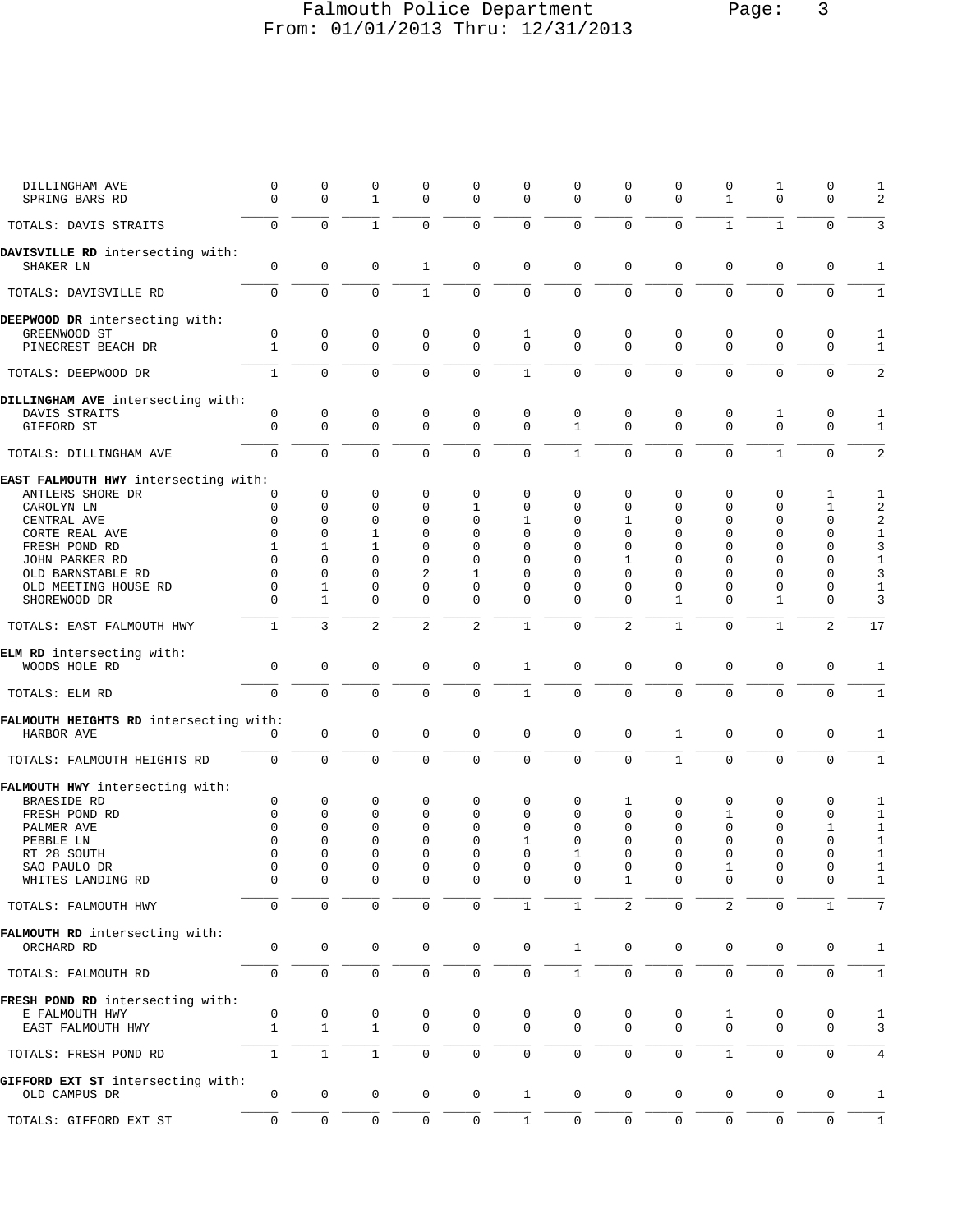| | | | | | | | | | | | | | |
|---|---|---|---|---|---|---|---|---|---|---|---|---|---|
| DILLINGHAM AVE | 0 | 0 | 0 | 0 | 0 | 0 | 0 | 0 | 0 | 0 | 1 | 0 | 1 |
| SPRING BARS RD | 0 | 0 | 1 | 0 | 0 | 0 | 0 | 0 | 0 | 1 | 0 | 0 | 2 |
| TOTALS: DAVIS STRAITS | 0 | 0 | 1 | 0 | 0 | 0 | 0 | 0 | 0 | 1 | 1 | 0 | 3 |
| **DAVISVILLE RD** intersecting with: | | | | | | | | | | | | | |
| SHAKER LN | 0 | 0 | 0 | 1 | 0 | 0 | 0 | 0 | 0 | 0 | 0 | 0 | 1 |
| TOTALS: DAVISVILLE RD | 0 | 0 | 0 | 1 | 0 | 0 | 0 | 0 | 0 | 0 | 0 | 0 | 1 |
| **DEEPWOOD DR** intersecting with: | | | | | | | | | | | | | |
| GREENWOOD ST | 0 | 0 | 0 | 0 | 0 | 1 | 0 | 0 | 0 | 0 | 0 | 0 | 1 |
| PINECREST BEACH DR | 1 | 0 | 0 | 0 | 0 | 0 | 0 | 0 | 0 | 0 | 0 | 0 | 1 |
| TOTALS: DEEPWOOD DR | 1 | 0 | 0 | 0 | 0 | 1 | 0 | 0 | 0 | 0 | 0 | 0 | 2 |
| **DILLINGHAM AVE** intersecting with: | | | | | | | | | | | | | |
| DAVIS STRAITS | 0 | 0 | 0 | 0 | 0 | 0 | 0 | 0 | 0 | 0 | 1 | 0 | 1 |
| GIFFORD ST | 0 | 0 | 0 | 0 | 0 | 0 | 1 | 0 | 0 | 0 | 0 | 0 | 1 |
| TOTALS: DILLINGHAM AVE | 0 | 0 | 0 | 0 | 0 | 0 | 1 | 0 | 0 | 0 | 1 | 0 | 2 |
| **EAST FALMOUTH HWY** intersecting with: | | | | | | | | | | | | | |
| ANTLERS SHORE DR | 0 | 0 | 0 | 0 | 0 | 0 | 0 | 0 | 0 | 0 | 0 | 1 | 1 |
| CAROLYN LN | 0 | 0 | 0 | 0 | 1 | 0 | 0 | 0 | 0 | 0 | 0 | 1 | 2 |
| CENTRAL AVE | 0 | 0 | 0 | 0 | 0 | 1 | 0 | 1 | 0 | 0 | 0 | 0 | 2 |
| CORTE REAL AVE | 0 | 0 | 1 | 0 | 0 | 0 | 0 | 0 | 0 | 0 | 0 | 0 | 1 |
| FRESH POND RD | 1 | 1 | 1 | 0 | 0 | 0 | 0 | 0 | 0 | 0 | 0 | 0 | 3 |
| JOHN PARKER RD | 0 | 0 | 0 | 0 | 0 | 0 | 0 | 1 | 0 | 0 | 0 | 0 | 1 |
| OLD BARNSTABLE RD | 0 | 0 | 0 | 2 | 1 | 0 | 0 | 0 | 0 | 0 | 0 | 0 | 3 |
| OLD MEETING HOUSE RD | 0 | 1 | 0 | 0 | 0 | 0 | 0 | 0 | 0 | 0 | 0 | 0 | 1 |
| SHOREWOOD DR | 0 | 1 | 0 | 0 | 0 | 0 | 0 | 0 | 1 | 0 | 1 | 0 | 3 |
| TOTALS: EAST FALMOUTH HWY | 1 | 3 | 2 | 2 | 2 | 1 | 0 | 2 | 1 | 0 | 1 | 2 | 17 |
| **ELM RD** intersecting with: | | | | | | | | | | | | | |
| WOODS HOLE RD | 0 | 0 | 0 | 0 | 0 | 1 | 0 | 0 | 0 | 0 | 0 | 0 | 1 |
| TOTALS: ELM RD | 0 | 0 | 0 | 0 | 0 | 1 | 0 | 0 | 0 | 0 | 0 | 0 | 1 |
| **FALMOUTH HEIGHTS RD** intersecting with: | | | | | | | | | | | | | |
| HARBOR AVE | 0 | 0 | 0 | 0 | 0 | 0 | 0 | 0 | 1 | 0 | 0 | 0 | 1 |
| TOTALS: FALMOUTH HEIGHTS RD | 0 | 0 | 0 | 0 | 0 | 0 | 0 | 0 | 1 | 0 | 0 | 0 | 1 |
| **FALMOUTH HWY** intersecting with: | | | | | | | | | | | | | |
| BRAESIDE RD | 0 | 0 | 0 | 0 | 0 | 0 | 0 | 1 | 0 | 0 | 0 | 0 | 1 |
| FRESH POND RD | 0 | 0 | 0 | 0 | 0 | 0 | 0 | 0 | 0 | 1 | 0 | 0 | 1 |
| PALMER AVE | 0 | 0 | 0 | 0 | 0 | 0 | 0 | 0 | 0 | 0 | 0 | 1 | 1 |
| PEBBLE LN | 0 | 0 | 0 | 0 | 0 | 1 | 0 | 0 | 0 | 0 | 0 | 0 | 1 |
| RT 28 SOUTH | 0 | 0 | 0 | 0 | 0 | 0 | 1 | 0 | 0 | 0 | 0 | 0 | 1 |
| SAO PAULO DR | 0 | 0 | 0 | 0 | 0 | 0 | 0 | 0 | 0 | 1 | 0 | 0 | 1 |
| WHITES LANDING RD | 0 | 0 | 0 | 0 | 0 | 0 | 0 | 1 | 0 | 0 | 0 | 0 | 1 |
| TOTALS: FALMOUTH HWY | 0 | 0 | 0 | 0 | 0 | 1 | 1 | 2 | 0 | 2 | 0 | 1 | 7 |
| **FALMOUTH RD** intersecting with: | | | | | | | | | | | | | |
| ORCHARD RD | 0 | 0 | 0 | 0 | 0 | 0 | 1 | 0 | 0 | 0 | 0 | 0 | 1 |
| TOTALS: FALMOUTH RD | 0 | 0 | 0 | 0 | 0 | 0 | 1 | 0 | 0 | 0 | 0 | 0 | 1 |
| **FRESH POND RD** intersecting with: | | | | | | | | | | | | | |
| E FALMOUTH HWY | 0 | 0 | 0 | 0 | 0 | 0 | 0 | 0 | 0 | 1 | 0 | 0 | 1 |
| EAST FALMOUTH HWY | 1 | 1 | 1 | 0 | 0 | 0 | 0 | 0 | 0 | 0 | 0 | 0 | 3 |
| TOTALS: FRESH POND RD | 1 | 1 | 1 | 0 | 0 | 0 | 0 | 0 | 0 | 1 | 0 | 0 | 4 |
| **GIFFORD EXT ST** intersecting with: | | | | | | | | | | | | | |
| OLD CAMPUS DR | 0 | 0 | 0 | 0 | 0 | 1 | 0 | 0 | 0 | 0 | 0 | 0 | 1 |
| TOTALS: GIFFORD EXT ST | 0 | 0 | 0 | 0 | 0 | 1 | 0 | 0 | 0 | 0 | 0 | 0 | 1 |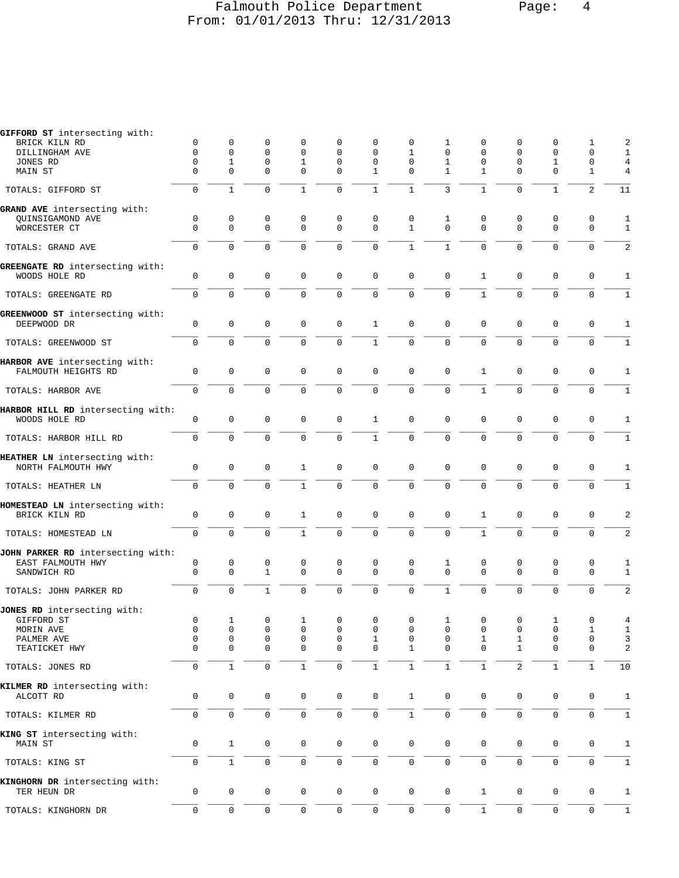| | | | | | | | | | | | | | |
|---|---|---|---|---|---|---|---|---|---|---|---|---|---|
| **GIFFORD ST** intersecting with: | | | | | | | | | | | | | |
| BRICK KILN RD | 0 | 0 | 0 | 0 | 0 | 0 | 0 | 1 | 0 | 0 | 0 | 1 | 2 |
| DILLINGHAM AVE | 0 | 0 | 0 | 0 | 0 | 0 | 1 | 0 | 0 | 0 | 0 | 0 | 1 |
| JONES RD | 0 | 1 | 0 | 1 | 0 | 0 | 0 | 1 | 0 | 0 | 1 | 0 | 4 |
| MAIN ST | 0 | 0 | 0 | 0 | 0 | 1 | 0 | 1 | 1 | 0 | 0 | 1 | 4 |
| TOTALS: GIFFORD ST | 0 | 1 | 0 | 1 | 0 | 1 | 1 | 3 | 1 | 0 | 1 | 2 | 11 |
| **GRAND AVE** intersecting with: | | | | | | | | | | | | | |
| QUINSIGAMOND AVE | 0 | 0 | 0 | 0 | 0 | 0 | 0 | 1 | 0 | 0 | 0 | 0 | 1 |
| WORCESTER CT | 0 | 0 | 0 | 0 | 0 | 0 | 1 | 0 | 0 | 0 | 0 | 0 | 1 |
| TOTALS: GRAND AVE | 0 | 0 | 0 | 0 | 0 | 0 | 1 | 1 | 0 | 0 | 0 | 0 | 2 |
| **GREENGATE RD** intersecting with: | | | | | | | | | | | | | |
| WOODS HOLE RD | 0 | 0 | 0 | 0 | 0 | 0 | 0 | 0 | 1 | 0 | 0 | 0 | 1 |
| TOTALS: GREENGATE RD | 0 | 0 | 0 | 0 | 0 | 0 | 0 | 0 | 1 | 0 | 0 | 0 | 1 |
| **GREENWOOD ST** intersecting with: | | | | | | | | | | | | | |
| DEEPWOOD DR | 0 | 0 | 0 | 0 | 0 | 1 | 0 | 0 | 0 | 0 | 0 | 0 | 1 |
| TOTALS: GREENWOOD ST | 0 | 0 | 0 | 0 | 0 | 1 | 0 | 0 | 0 | 0 | 0 | 0 | 1 |
| **HARBOR AVE** intersecting with: | | | | | | | | | | | | | |
| FALMOUTH HEIGHTS RD | 0 | 0 | 0 | 0 | 0 | 0 | 0 | 0 | 1 | 0 | 0 | 0 | 1 |
| TOTALS: HARBOR AVE | 0 | 0 | 0 | 0 | 0 | 0 | 0 | 0 | 1 | 0 | 0 | 0 | 1 |
| **HARBOR HILL RD** intersecting with: | | | | | | | | | | | | | |
| WOODS HOLE RD | 0 | 0 | 0 | 0 | 0 | 1 | 0 | 0 | 0 | 0 | 0 | 0 | 1 |
| TOTALS: HARBOR HILL RD | 0 | 0 | 0 | 0 | 0 | 1 | 0 | 0 | 0 | 0 | 0 | 0 | 1 |
| **HEATHER LN** intersecting with: | | | | | | | | | | | | | |
| NORTH FALMOUTH HWY | 0 | 0 | 0 | 1 | 0 | 0 | 0 | 0 | 0 | 0 | 0 | 0 | 1 |
| TOTALS: HEATHER LN | 0 | 0 | 0 | 1 | 0 | 0 | 0 | 0 | 0 | 0 | 0 | 0 | 1 |
| **HOMESTEAD LN** intersecting with: | | | | | | | | | | | | | |
| BRICK KILN RD | 0 | 0 | 0 | 1 | 0 | 0 | 0 | 0 | 1 | 0 | 0 | 0 | 2 |
| TOTALS: HOMESTEAD LN | 0 | 0 | 0 | 1 | 0 | 0 | 0 | 0 | 1 | 0 | 0 | 0 | 2 |
| **JOHN PARKER RD** intersecting with: | | | | | | | | | | | | | |
| EAST FALMOUTH HWY | 0 | 0 | 0 | 0 | 0 | 0 | 0 | 1 | 0 | 0 | 0 | 0 | 1 |
| SANDWICH RD | 0 | 0 | 1 | 0 | 0 | 0 | 0 | 0 | 0 | 0 | 0 | 0 | 1 |
| TOTALS: JOHN PARKER RD | 0 | 0 | 1 | 0 | 0 | 0 | 0 | 1 | 0 | 0 | 0 | 0 | 2 |
| **JONES RD** intersecting with: | | | | | | | | | | | | | |
| GIFFORD ST | 0 | 1 | 0 | 1 | 0 | 0 | 0 | 1 | 0 | 0 | 1 | 0 | 4 |
| MORIN AVE | 0 | 0 | 0 | 0 | 0 | 0 | 0 | 0 | 0 | 0 | 0 | 1 | 1 |
| PALMER AVE | 0 | 0 | 0 | 0 | 0 | 1 | 0 | 0 | 1 | 1 | 0 | 0 | 3 |
| TEATICKET HWY | 0 | 0 | 0 | 0 | 0 | 0 | 1 | 0 | 0 | 1 | 0 | 0 | 2 |
| TOTALS: JONES RD | 0 | 1 | 0 | 1 | 0 | 1 | 1 | 1 | 1 | 2 | 1 | 1 | 10 |
| **KILMER RD** intersecting with: | | | | | | | | | | | | | |
| ALCOTT RD | 0 | 0 | 0 | 0 | 0 | 0 | 1 | 0 | 0 | 0 | 0 | 0 | 1 |
| TOTALS: KILMER RD | 0 | 0 | 0 | 0 | 0 | 0 | 1 | 0 | 0 | 0 | 0 | 0 | 1 |
| **KING ST** intersecting with: | | | | | | | | | | | | | |
| MAIN ST | 0 | 1 | 0 | 0 | 0 | 0 | 0 | 0 | 0 | 0 | 0 | 0 | 1 |
| TOTALS: KING ST | 0 | 1 | 0 | 0 | 0 | 0 | 0 | 0 | 0 | 0 | 0 | 0 | 1 |
| **KINGHORN DR** intersecting with: | | | | | | | | | | | | | |
| TER HEUN DR | 0 | 0 | 0 | 0 | 0 | 0 | 0 | 0 | 1 | 0 | 0 | 0 | 1 |
| TOTALS: KINGHORN DR | 0 | 0 | 0 | 0 | 0 | 0 | 0 | 0 | 1 | 0 | 0 | 0 | 1 |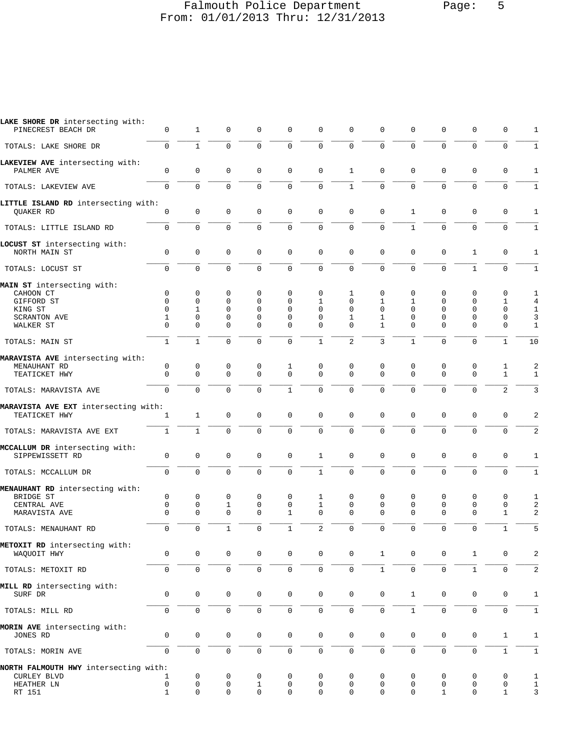| Street / Intersection | | | | | | | | | | | | | Total |
|---|---|---|---|---|---|---|---|---|---|---|---|---|---|
| **LAKE SHORE DR** intersecting with: | | | | | | | | | | | | | |
| PINECREST BEACH DR | 0 | 1 | 0 | 0 | 0 | 0 | 0 | 0 | 0 | 0 | 0 | 0 | 1 |
| TOTALS: LAKE SHORE DR | 0 | 1 | 0 | 0 | 0 | 0 | 0 | 0 | 0 | 0 | 0 | 0 | 1 |
| **LAKEVIEW AVE** intersecting with: | | | | | | | | | | | | | |
| PALMER AVE | 0 | 0 | 0 | 0 | 0 | 0 | 1 | 0 | 0 | 0 | 0 | 0 | 1 |
| TOTALS: LAKEVIEW AVE | 0 | 0 | 0 | 0 | 0 | 0 | 1 | 0 | 0 | 0 | 0 | 0 | 1 |
| **LITTLE ISLAND RD** intersecting with: | | | | | | | | | | | | | |
| QUAKER RD | 0 | 0 | 0 | 0 | 0 | 0 | 0 | 0 | 1 | 0 | 0 | 0 | 1 |
| TOTALS: LITTLE ISLAND RD | 0 | 0 | 0 | 0 | 0 | 0 | 0 | 0 | 1 | 0 | 0 | 0 | 1 |
| **LOCUST ST** intersecting with: | | | | | | | | | | | | | |
| NORTH MAIN ST | 0 | 0 | 0 | 0 | 0 | 0 | 0 | 0 | 0 | 0 | 1 | 0 | 1 |
| TOTALS: LOCUST ST | 0 | 0 | 0 | 0 | 0 | 0 | 0 | 0 | 0 | 0 | 1 | 0 | 1 |
| **MAIN ST** intersecting with: | | | | | | | | | | | | | |
| CAHOON CT | 0 | 0 | 0 | 0 | 0 | 0 | 1 | 0 | 0 | 0 | 0 | 0 | 1 |
| GIFFORD ST | 0 | 0 | 0 | 0 | 0 | 1 | 0 | 1 | 1 | 0 | 0 | 1 | 4 |
| KING ST | 0 | 1 | 0 | 0 | 0 | 0 | 0 | 0 | 0 | 0 | 0 | 0 | 1 |
| SCRANTON AVE | 1 | 0 | 0 | 0 | 0 | 0 | 1 | 1 | 0 | 0 | 0 | 0 | 3 |
| WALKER ST | 0 | 0 | 0 | 0 | 0 | 0 | 0 | 1 | 0 | 0 | 0 | 0 | 1 |
| TOTALS: MAIN ST | 1 | 1 | 0 | 0 | 0 | 1 | 2 | 3 | 1 | 0 | 0 | 1 | 10 |
| **MARAVISTA AVE** intersecting with: | | | | | | | | | | | | | |
| MENAUHANT RD | 0 | 0 | 0 | 0 | 1 | 0 | 0 | 0 | 0 | 0 | 0 | 1 | 2 |
| TEATICKET HWY | 0 | 0 | 0 | 0 | 0 | 0 | 0 | 0 | 0 | 0 | 0 | 1 | 1 |
| TOTALS: MARAVISTA AVE | 0 | 0 | 0 | 0 | 1 | 0 | 0 | 0 | 0 | 0 | 0 | 2 | 3 |
| **MARAVISTA AVE EXT** intersecting with: | | | | | | | | | | | | | |
| TEATICKET HWY | 1 | 1 | 0 | 0 | 0 | 0 | 0 | 0 | 0 | 0 | 0 | 0 | 2 |
| TOTALS: MARAVISTA AVE EXT | 1 | 1 | 0 | 0 | 0 | 0 | 0 | 0 | 0 | 0 | 0 | 0 | 2 |
| **MCCALLUM DR** intersecting with: | | | | | | | | | | | | | |
| SIPPEWISSETT RD | 0 | 0 | 0 | 0 | 0 | 1 | 0 | 0 | 0 | 0 | 0 | 0 | 1 |
| TOTALS: MCCALLUM DR | 0 | 0 | 0 | 0 | 0 | 1 | 0 | 0 | 0 | 0 | 0 | 0 | 1 |
| **MENAUHANT RD** intersecting with: | | | | | | | | | | | | | |
| BRIDGE ST | 0 | 0 | 0 | 0 | 0 | 1 | 0 | 0 | 0 | 0 | 0 | 0 | 1 |
| CENTRAL AVE | 0 | 0 | 1 | 0 | 0 | 1 | 0 | 0 | 0 | 0 | 0 | 0 | 2 |
| MARAVISTA AVE | 0 | 0 | 0 | 0 | 1 | 0 | 0 | 0 | 0 | 0 | 0 | 1 | 2 |
| TOTALS: MENAUHANT RD | 0 | 0 | 1 | 0 | 1 | 2 | 0 | 0 | 0 | 0 | 0 | 1 | 5 |
| **METOXIT RD** intersecting with: | | | | | | | | | | | | | |
| WAQUOIT HWY | 0 | 0 | 0 | 0 | 0 | 0 | 0 | 1 | 0 | 0 | 1 | 0 | 2 |
| TOTALS: METOXIT RD | 0 | 0 | 0 | 0 | 0 | 0 | 0 | 1 | 0 | 0 | 1 | 0 | 2 |
| **MILL RD** intersecting with: | | | | | | | | | | | | | |
| SURF DR | 0 | 0 | 0 | 0 | 0 | 0 | 0 | 0 | 1 | 0 | 0 | 0 | 1 |
| TOTALS: MILL RD | 0 | 0 | 0 | 0 | 0 | 0 | 0 | 0 | 1 | 0 | 0 | 0 | 1 |
| **MORIN AVE** intersecting with: | | | | | | | | | | | | | |
| JONES RD | 0 | 0 | 0 | 0 | 0 | 0 | 0 | 0 | 0 | 0 | 0 | 1 | 1 |
| TOTALS: MORIN AVE | 0 | 0 | 0 | 0 | 0 | 0 | 0 | 0 | 0 | 0 | 0 | 1 | 1 |
| **NORTH FALMOUTH HWY** intersecting with: | | | | | | | | | | | | | |
| CURLEY BLVD | 1 | 0 | 0 | 0 | 0 | 0 | 0 | 0 | 0 | 0 | 0 | 0 | 1 |
| HEATHER LN | 0 | 0 | 0 | 1 | 0 | 0 | 0 | 0 | 0 | 0 | 0 | 0 | 1 |
| RT 151 | 1 | 0 | 0 | 0 | 0 | 0 | 0 | 0 | 0 | 1 | 0 | 1 | 3 |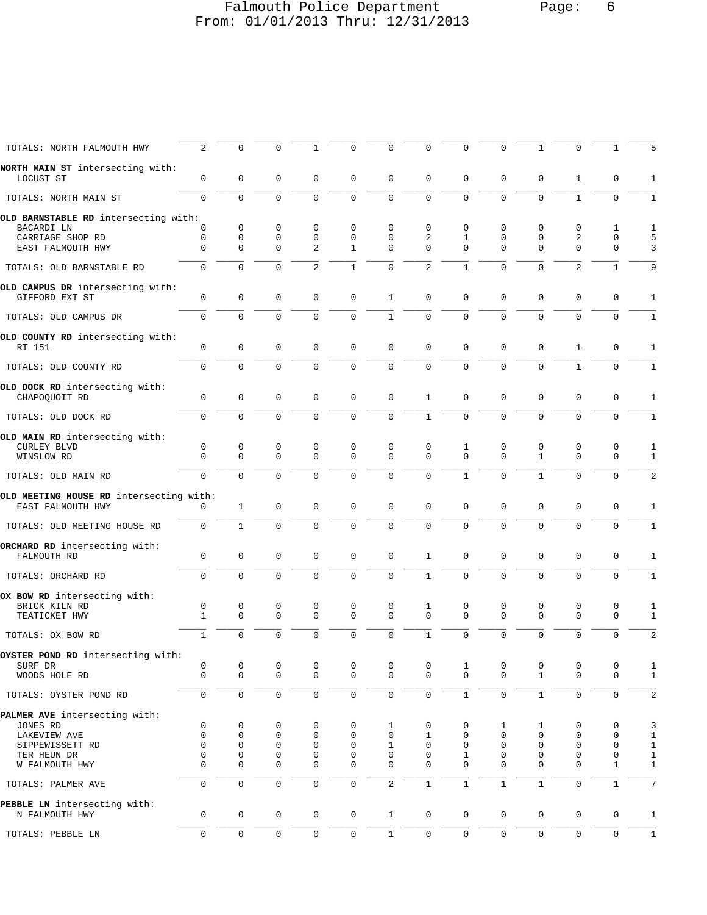Falmouth Police Department
From: 01/01/2013 Thru: 12/31/2013

| | | | | | | | | | | | | | |
|---|---|---|---|---|---|---|---|---|---|---|---|---|---|
| TOTALS: NORTH FALMOUTH HWY | 2 | 0 | 0 | 1 | 0 | 0 | 0 | 0 | 0 | 1 | 0 | 1 | 5 |
| **NORTH MAIN ST** intersecting with: | | | | | | | | | | | | | |
| LOCUST ST | 0 | 0 | 0 | 0 | 0 | 0 | 0 | 0 | 0 | 0 | 1 | 0 | 1 |
| TOTALS: NORTH MAIN ST | 0 | 0 | 0 | 0 | 0 | 0 | 0 | 0 | 0 | 0 | 1 | 0 | 1 |
| **OLD BARNSTABLE RD** intersecting with: | | | | | | | | | | | | | |
| BACARDI LN | 0 | 0 | 0 | 0 | 0 | 0 | 0 | 0 | 0 | 0 | 0 | 1 | 1 |
| CARRIAGE SHOP RD | 0 | 0 | 0 | 0 | 0 | 0 | 2 | 1 | 0 | 0 | 2 | 0 | 5 |
| EAST FALMOUTH HWY | 0 | 0 | 0 | 2 | 1 | 0 | 0 | 0 | 0 | 0 | 0 | 0 | 3 |
| TOTALS: OLD BARNSTABLE RD | 0 | 0 | 0 | 2 | 1 | 0 | 2 | 1 | 0 | 0 | 2 | 1 | 9 |
| **OLD CAMPUS DR** intersecting with: | | | | | | | | | | | | | |
| GIFFORD EXT ST | 0 | 0 | 0 | 0 | 0 | 1 | 0 | 0 | 0 | 0 | 0 | 0 | 1 |
| TOTALS: OLD CAMPUS DR | 0 | 0 | 0 | 0 | 0 | 1 | 0 | 0 | 0 | 0 | 0 | 0 | 1 |
| **OLD COUNTY RD** intersecting with: | | | | | | | | | | | | | |
| RT 151 | 0 | 0 | 0 | 0 | 0 | 0 | 0 | 0 | 0 | 0 | 1 | 0 | 1 |
| TOTALS: OLD COUNTY RD | 0 | 0 | 0 | 0 | 0 | 0 | 0 | 0 | 0 | 0 | 1 | 0 | 1 |
| **OLD DOCK RD** intersecting with: | | | | | | | | | | | | | |
| CHAPOQUOIT RD | 0 | 0 | 0 | 0 | 0 | 0 | 1 | 0 | 0 | 0 | 0 | 0 | 1 |
| TOTALS: OLD DOCK RD | 0 | 0 | 0 | 0 | 0 | 0 | 1 | 0 | 0 | 0 | 0 | 0 | 1 |
| **OLD MAIN RD** intersecting with: | | | | | | | | | | | | | |
| CURLEY BLVD | 0 | 0 | 0 | 0 | 0 | 0 | 0 | 1 | 0 | 0 | 0 | 0 | 1 |
| WINSLOW RD | 0 | 0 | 0 | 0 | 0 | 0 | 0 | 0 | 0 | 1 | 0 | 0 | 1 |
| TOTALS: OLD MAIN RD | 0 | 0 | 0 | 0 | 0 | 0 | 0 | 1 | 0 | 1 | 0 | 0 | 2 |
| **OLD MEETING HOUSE RD** intersecting with: | | | | | | | | | | | | | |
| EAST FALMOUTH HWY | 0 | 1 | 0 | 0 | 0 | 0 | 0 | 0 | 0 | 0 | 0 | 0 | 1 |
| TOTALS: OLD MEETING HOUSE RD | 0 | 1 | 0 | 0 | 0 | 0 | 0 | 0 | 0 | 0 | 0 | 0 | 1 |
| **ORCHARD RD** intersecting with: | | | | | | | | | | | | | |
| FALMOUTH RD | 0 | 0 | 0 | 0 | 0 | 0 | 1 | 0 | 0 | 0 | 0 | 0 | 1 |
| TOTALS: ORCHARD RD | 0 | 0 | 0 | 0 | 0 | 0 | 1 | 0 | 0 | 0 | 0 | 0 | 1 |
| **OX BOW RD** intersecting with: | | | | | | | | | | | | | |
| BRICK KILN RD | 0 | 0 | 0 | 0 | 0 | 0 | 1 | 0 | 0 | 0 | 0 | 0 | 1 |
| TEATICKET HWY | 1 | 0 | 0 | 0 | 0 | 0 | 0 | 0 | 0 | 0 | 0 | 0 | 1 |
| TOTALS: OX BOW RD | 1 | 0 | 0 | 0 | 0 | 0 | 1 | 0 | 0 | 0 | 0 | 0 | 2 |
| **OYSTER POND RD** intersecting with: | | | | | | | | | | | | | |
| SURF DR | 0 | 0 | 0 | 0 | 0 | 0 | 0 | 1 | 0 | 0 | 0 | 0 | 1 |
| WOODS HOLE RD | 0 | 0 | 0 | 0 | 0 | 0 | 0 | 0 | 0 | 1 | 0 | 0 | 1 |
| TOTALS: OYSTER POND RD | 0 | 0 | 0 | 0 | 0 | 0 | 0 | 1 | 0 | 1 | 0 | 0 | 2 |
| **PALMER AVE** intersecting with: | | | | | | | | | | | | | |
| JONES RD | 0 | 0 | 0 | 0 | 0 | 1 | 0 | 0 | 1 | 1 | 0 | 0 | 3 |
| LAKEVIEW AVE | 0 | 0 | 0 | 0 | 0 | 0 | 1 | 0 | 0 | 0 | 0 | 0 | 1 |
| SIPPEWISSETT RD | 0 | 0 | 0 | 0 | 0 | 1 | 0 | 0 | 0 | 0 | 0 | 0 | 1 |
| TER HEUN DR | 0 | 0 | 0 | 0 | 0 | 0 | 0 | 1 | 0 | 0 | 0 | 0 | 1 |
| W FALMOUTH HWY | 0 | 0 | 0 | 0 | 0 | 0 | 0 | 0 | 0 | 0 | 0 | 1 | 1 |
| TOTALS: PALMER AVE | 0 | 0 | 0 | 0 | 0 | 2 | 1 | 1 | 1 | 1 | 0 | 1 | 7 |
| **PEBBLE LN** intersecting with: | | | | | | | | | | | | | |
| N FALMOUTH HWY | 0 | 0 | 0 | 0 | 0 | 1 | 0 | 0 | 0 | 0 | 0 | 0 | 1 |
| TOTALS: PEBBLE LN | 0 | 0 | 0 | 0 | 0 | 1 | 0 | 0 | 0 | 0 | 0 | 0 | 1 |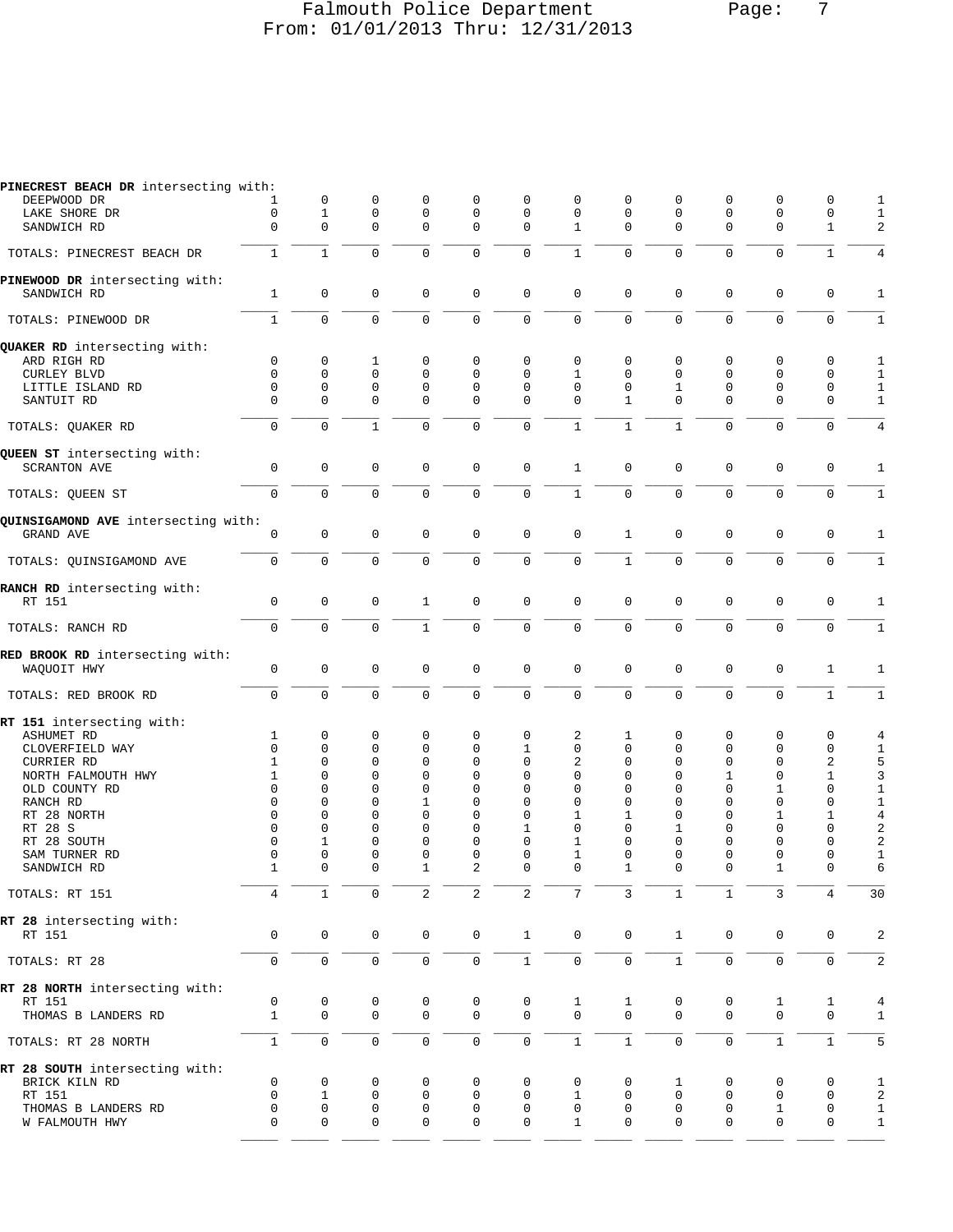| Street / Intersection | | | | | | | | | | | | | Total |
|---|---|---|---|---|---|---|---|---|---|---|---|---|---|
| **PINECREST BEACH DR** intersecting with: | | | | | | | | | | | | | |
| DEEPWOOD DR | 1 | 0 | 0 | 0 | 0 | 0 | 0 | 0 | 0 | 0 | 0 | 0 | 1 |
| LAKE SHORE DR | 0 | 1 | 0 | 0 | 0 | 0 | 0 | 0 | 0 | 0 | 0 | 0 | 1 |
| SANDWICH RD | 0 | 0 | 0 | 0 | 0 | 0 | 1 | 0 | 0 | 0 | 0 | 1 | 2 |
| TOTALS: PINECREST BEACH DR | 1 | 1 | 0 | 0 | 0 | 0 | 1 | 0 | 0 | 0 | 0 | 1 | 4 |
| **PINEWOOD DR** intersecting with: | | | | | | | | | | | | | |
| SANDWICH RD | 1 | 0 | 0 | 0 | 0 | 0 | 0 | 0 | 0 | 0 | 0 | 0 | 1 |
| TOTALS: PINEWOOD DR | 1 | 0 | 0 | 0 | 0 | 0 | 0 | 0 | 0 | 0 | 0 | 0 | 1 |
| **QUAKER RD** intersecting with: | | | | | | | | | | | | | |
| ARD RIGH RD | 0 | 0 | 1 | 0 | 0 | 0 | 0 | 0 | 0 | 0 | 0 | 0 | 1 |
| CURLEY BLVD | 0 | 0 | 0 | 0 | 0 | 0 | 1 | 0 | 0 | 0 | 0 | 0 | 1 |
| LITTLE ISLAND RD | 0 | 0 | 0 | 0 | 0 | 0 | 0 | 0 | 1 | 0 | 0 | 0 | 1 |
| SANTUIT RD | 0 | 0 | 0 | 0 | 0 | 0 | 0 | 1 | 0 | 0 | 0 | 0 | 1 |
| TOTALS: QUAKER RD | 0 | 0 | 1 | 0 | 0 | 0 | 1 | 1 | 1 | 0 | 0 | 0 | 4 |
| **QUEEN ST** intersecting with: | | | | | | | | | | | | | |
| SCRANTON AVE | 0 | 0 | 0 | 0 | 0 | 0 | 1 | 0 | 0 | 0 | 0 | 0 | 1 |
| TOTALS: QUEEN ST | 0 | 0 | 0 | 0 | 0 | 0 | 1 | 0 | 0 | 0 | 0 | 0 | 1 |
| **QUINSIGAMOND AVE** intersecting with: | | | | | | | | | | | | | |
| GRAND AVE | 0 | 0 | 0 | 0 | 0 | 0 | 0 | 1 | 0 | 0 | 0 | 0 | 1 |
| TOTALS: QUINSIGAMOND AVE | 0 | 0 | 0 | 0 | 0 | 0 | 0 | 1 | 0 | 0 | 0 | 0 | 1 |
| **RANCH RD** intersecting with: | | | | | | | | | | | | | |
| RT 151 | 0 | 0 | 0 | 1 | 0 | 0 | 0 | 0 | 0 | 0 | 0 | 0 | 1 |
| TOTALS: RANCH RD | 0 | 0 | 0 | 1 | 0 | 0 | 0 | 0 | 0 | 0 | 0 | 0 | 1 |
| **RED BROOK RD** intersecting with: | | | | | | | | | | | | | |
| WAQUOIT HWY | 0 | 0 | 0 | 0 | 0 | 0 | 0 | 0 | 0 | 0 | 0 | 1 | 1 |
| TOTALS: RED BROOK RD | 0 | 0 | 0 | 0 | 0 | 0 | 0 | 0 | 0 | 0 | 0 | 1 | 1 |
| **RT 151** intersecting with: | | | | | | | | | | | | | |
| ASHUMET RD | 1 | 0 | 0 | 0 | 0 | 0 | 2 | 1 | 0 | 0 | 0 | 0 | 4 |
| CLOVERFIELD WAY | 0 | 0 | 0 | 0 | 0 | 1 | 0 | 0 | 0 | 0 | 0 | 0 | 1 |
| CURRIER RD | 1 | 0 | 0 | 0 | 0 | 0 | 2 | 0 | 0 | 0 | 0 | 2 | 5 |
| NORTH FALMOUTH HWY | 1 | 0 | 0 | 0 | 0 | 0 | 0 | 0 | 0 | 1 | 0 | 1 | 3 |
| OLD COUNTY RD | 0 | 0 | 0 | 0 | 0 | 0 | 0 | 0 | 0 | 0 | 1 | 0 | 1 |
| RANCH RD | 0 | 0 | 0 | 1 | 0 | 0 | 0 | 0 | 0 | 0 | 0 | 0 | 1 |
| RT 28 NORTH | 0 | 0 | 0 | 0 | 0 | 0 | 1 | 1 | 0 | 0 | 1 | 1 | 4 |
| RT 28 S | 0 | 0 | 0 | 0 | 0 | 1 | 0 | 0 | 1 | 0 | 0 | 0 | 2 |
| RT 28 SOUTH | 0 | 1 | 0 | 0 | 0 | 0 | 1 | 0 | 0 | 0 | 0 | 0 | 2 |
| SAM TURNER RD | 0 | 0 | 0 | 0 | 0 | 0 | 1 | 0 | 0 | 0 | 0 | 0 | 1 |
| SANDWICH RD | 1 | 0 | 0 | 1 | 2 | 0 | 0 | 1 | 0 | 0 | 1 | 0 | 6 |
| TOTALS: RT 151 | 4 | 1 | 0 | 2 | 2 | 2 | 7 | 3 | 1 | 1 | 3 | 4 | 30 |
| **RT 28** intersecting with: | | | | | | | | | | | | | |
| RT 151 | 0 | 0 | 0 | 0 | 0 | 1 | 0 | 0 | 1 | 0 | 0 | 0 | 2 |
| TOTALS: RT 28 | 0 | 0 | 0 | 0 | 0 | 1 | 0 | 0 | 1 | 0 | 0 | 0 | 2 |
| **RT 28 NORTH** intersecting with: | | | | | | | | | | | | | |
| RT 151 | 0 | 0 | 0 | 0 | 0 | 0 | 1 | 1 | 0 | 0 | 1 | 1 | 4 |
| THOMAS B LANDERS RD | 1 | 0 | 0 | 0 | 0 | 0 | 0 | 0 | 0 | 0 | 0 | 0 | 1 |
| TOTALS: RT 28 NORTH | 1 | 0 | 0 | 0 | 0 | 0 | 1 | 1 | 0 | 0 | 1 | 1 | 5 |
| **RT 28 SOUTH** intersecting with: | | | | | | | | | | | | | |
| BRICK KILN RD | 0 | 0 | 0 | 0 | 0 | 0 | 0 | 0 | 1 | 0 | 0 | 0 | 1 |
| RT 151 | 0 | 1 | 0 | 0 | 0 | 0 | 1 | 0 | 0 | 0 | 0 | 0 | 2 |
| THOMAS B LANDERS RD | 0 | 0 | 0 | 0 | 0 | 0 | 0 | 0 | 0 | 0 | 1 | 0 | 1 |
| W FALMOUTH HWY | 0 | 0 | 0 | 0 | 0 | 0 | 1 | 0 | 0 | 0 | 0 | 0 | 1 |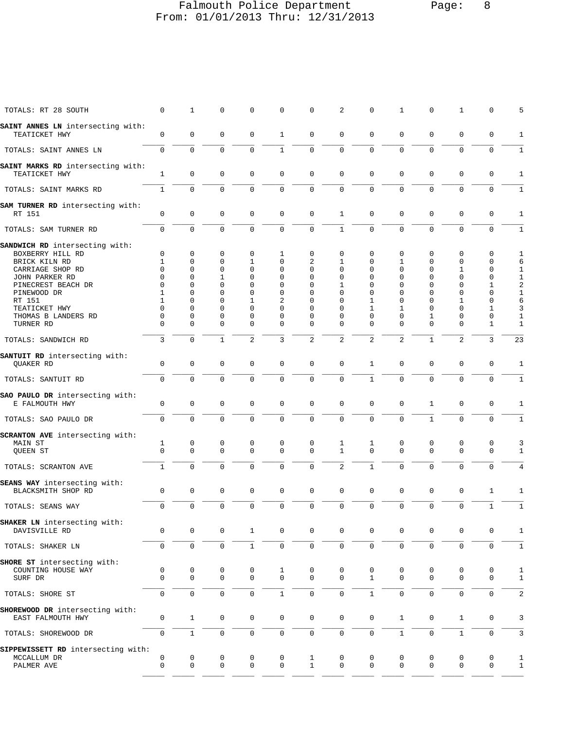| | | | | | | | | | | | | | |
|---|---|---|---|---|---|---|---|---|---|---|---|---|---|
| TOTALS: RT 28 SOUTH | 0 | 1 | 0 | 0 | 0 | 0 | 2 | 0 | 1 | 0 | 1 | 0 | 5 |
| **SAINT ANNES LN** intersecting with: | | | | | | | | | | | | | |
| TEATICKET HWY | 0 | 0 | 0 | 0 | 1 | 0 | 0 | 0 | 0 | 0 | 0 | 0 | 1 |
| TOTALS: SAINT ANNES LN | 0 | 0 | 0 | 0 | 1 | 0 | 0 | 0 | 0 | 0 | 0 | 0 | 1 |
| **SAINT MARKS RD** intersecting with: | | | | | | | | | | | | | |
| TEATICKET HWY | 1 | 0 | 0 | 0 | 0 | 0 | 0 | 0 | 0 | 0 | 0 | 0 | 1 |
| TOTALS: SAINT MARKS RD | 1 | 0 | 0 | 0 | 0 | 0 | 0 | 0 | 0 | 0 | 0 | 0 | 1 |
| **SAM TURNER RD** intersecting with: | | | | | | | | | | | | | |
| RT 151 | 0 | 0 | 0 | 0 | 0 | 0 | 1 | 0 | 0 | 0 | 0 | 0 | 1 |
| TOTALS: SAM TURNER RD | 0 | 0 | 0 | 0 | 0 | 0 | 1 | 0 | 0 | 0 | 0 | 0 | 1 |
| **SANDWICH RD** intersecting with: | | | | | | | | | | | | | |
| BOXBERRY HILL RD | 0 | 0 | 0 | 0 | 1 | 0 | 0 | 0 | 0 | 0 | 0 | 0 | 1 |
| BRICK KILN RD | 1 | 0 | 0 | 1 | 0 | 2 | 1 | 0 | 1 | 0 | 0 | 0 | 6 |
| CARRIAGE SHOP RD | 0 | 0 | 0 | 0 | 0 | 0 | 0 | 0 | 0 | 0 | 1 | 0 | 1 |
| JOHN PARKER RD | 0 | 0 | 1 | 0 | 0 | 0 | 0 | 0 | 0 | 0 | 0 | 0 | 1 |
| PINECREST BEACH DR | 0 | 0 | 0 | 0 | 0 | 0 | 1 | 0 | 0 | 0 | 0 | 1 | 2 |
| PINEWOOD DR | 1 | 0 | 0 | 0 | 0 | 0 | 0 | 0 | 0 | 0 | 0 | 0 | 1 |
| RT 151 | 1 | 0 | 0 | 1 | 2 | 0 | 0 | 1 | 0 | 0 | 1 | 0 | 6 |
| TEATICKET HWY | 0 | 0 | 0 | 0 | 0 | 0 | 0 | 1 | 1 | 0 | 0 | 1 | 3 |
| THOMAS B LANDERS RD | 0 | 0 | 0 | 0 | 0 | 0 | 0 | 0 | 0 | 1 | 0 | 0 | 1 |
| TURNER RD | 0 | 0 | 0 | 0 | 0 | 0 | 0 | 0 | 0 | 0 | 0 | 1 | 1 |
| TOTALS: SANDWICH RD | 3 | 0 | 1 | 2 | 3 | 2 | 2 | 2 | 2 | 1 | 2 | 3 | 23 |
| **SANTUIT RD** intersecting with: | | | | | | | | | | | | | |
| QUAKER RD | 0 | 0 | 0 | 0 | 0 | 0 | 0 | 1 | 0 | 0 | 0 | 0 | 1 |
| TOTALS: SANTUIT RD | 0 | 0 | 0 | 0 | 0 | 0 | 0 | 1 | 0 | 0 | 0 | 0 | 1 |
| **SAO PAULO DR** intersecting with: | | | | | | | | | | | | | |
| E FALMOUTH HWY | 0 | 0 | 0 | 0 | 0 | 0 | 0 | 0 | 0 | 1 | 0 | 0 | 1 |
| TOTALS: SAO PAULO DR | 0 | 0 | 0 | 0 | 0 | 0 | 0 | 0 | 0 | 1 | 0 | 0 | 1 |
| **SCRANTON AVE** intersecting with: | | | | | | | | | | | | | |
| MAIN ST | 1 | 0 | 0 | 0 | 0 | 0 | 1 | 1 | 0 | 0 | 0 | 0 | 3 |
| QUEEN ST | 0 | 0 | 0 | 0 | 0 | 0 | 1 | 0 | 0 | 0 | 0 | 0 | 1 |
| TOTALS: SCRANTON AVE | 1 | 0 | 0 | 0 | 0 | 0 | 2 | 1 | 0 | 0 | 0 | 0 | 4 |
| **SEANS WAY** intersecting with: | | | | | | | | | | | | | |
| BLACKSMITH SHOP RD | 0 | 0 | 0 | 0 | 0 | 0 | 0 | 0 | 0 | 0 | 0 | 1 | 1 |
| TOTALS: SEANS WAY | 0 | 0 | 0 | 0 | 0 | 0 | 0 | 0 | 0 | 0 | 0 | 1 | 1 |
| **SHAKER LN** intersecting with: | | | | | | | | | | | | | |
| DAVISVILLE RD | 0 | 0 | 0 | 1 | 0 | 0 | 0 | 0 | 0 | 0 | 0 | 0 | 1 |
| TOTALS: SHAKER LN | 0 | 0 | 0 | 1 | 0 | 0 | 0 | 0 | 0 | 0 | 0 | 0 | 1 |
| **SHORE ST** intersecting with: | | | | | | | | | | | | | |
| COUNTING HOUSE WAY | 0 | 0 | 0 | 0 | 1 | 0 | 0 | 0 | 0 | 0 | 0 | 0 | 1 |
| SURF DR | 0 | 0 | 0 | 0 | 0 | 0 | 0 | 1 | 0 | 0 | 0 | 0 | 1 |
| TOTALS: SHORE ST | 0 | 0 | 0 | 0 | 1 | 0 | 0 | 1 | 0 | 0 | 0 | 0 | 2 |
| **SHOREWOOD DR** intersecting with: | | | | | | | | | | | | | |
| EAST FALMOUTH HWY | 0 | 1 | 0 | 0 | 0 | 0 | 0 | 0 | 1 | 0 | 1 | 0 | 3 |
| TOTALS: SHOREWOOD DR | 0 | 1 | 0 | 0 | 0 | 0 | 0 | 0 | 1 | 0 | 1 | 0 | 3 |
| **SIPPEWISSETT RD** intersecting with: | | | | | | | | | | | | | |
| MCCALLUM DR | 0 | 0 | 0 | 0 | 0 | 1 | 0 | 0 | 0 | 0 | 0 | 0 | 1 |
| PALMER AVE | 0 | 0 | 0 | 0 | 0 | 1 | 0 | 0 | 0 | 0 | 0 | 0 | 1 |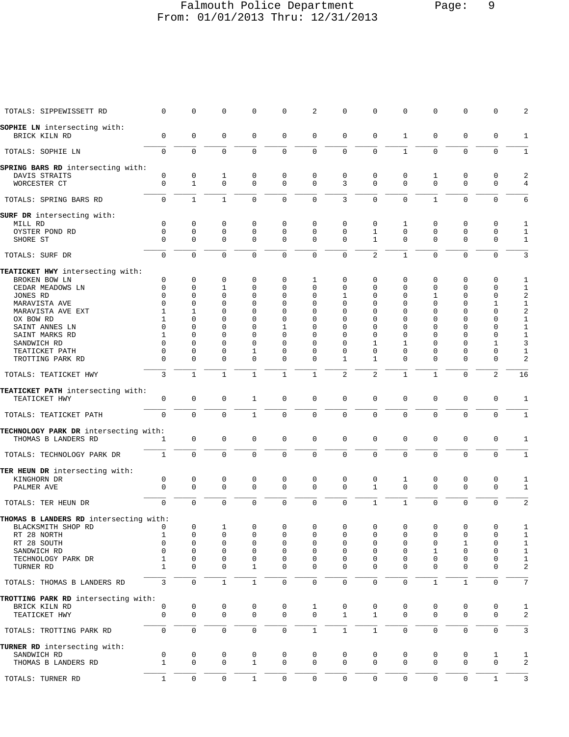| | | | | | | | | | | | | | |
|---|---|---|---|---|---|---|---|---|---|---|---|---|---|
| TOTALS: SIPPEWISSETT RD | 0 | 0 | 0 | 0 | 0 | 2 | 0 | 0 | 0 | 0 | 0 | 0 | 2 |
| **SOPHIE LN** intersecting with: | | | | | | | | | | | | | |
| BRICK KILN RD | 0 | 0 | 0 | 0 | 0 | 0 | 0 | 0 | 1 | 0 | 0 | 0 | 1 |
| TOTALS: SOPHIE LN | 0 | 0 | 0 | 0 | 0 | 0 | 0 | 0 | 1 | 0 | 0 | 0 | 1 |
| **SPRING BARS RD** intersecting with: | | | | | | | | | | | | | |
| DAVIS STRAITS | 0 | 0 | 1 | 0 | 0 | 0 | 0 | 0 | 0 | 1 | 0 | 0 | 2 |
| WORCESTER CT | 0 | 1 | 0 | 0 | 0 | 0 | 3 | 0 | 0 | 0 | 0 | 0 | 4 |
| TOTALS: SPRING BARS RD | 0 | 1 | 1 | 0 | 0 | 0 | 3 | 0 | 0 | 1 | 0 | 0 | 6 |
| **SURF DR** intersecting with: | | | | | | | | | | | | | |
| MILL RD | 0 | 0 | 0 | 0 | 0 | 0 | 0 | 0 | 1 | 0 | 0 | 0 | 1 |
| OYSTER POND RD | 0 | 0 | 0 | 0 | 0 | 0 | 0 | 1 | 0 | 0 | 0 | 0 | 1 |
| SHORE ST | 0 | 0 | 0 | 0 | 0 | 0 | 0 | 1 | 0 | 0 | 0 | 0 | 1 |
| TOTALS: SURF DR | 0 | 0 | 0 | 0 | 0 | 0 | 0 | 2 | 1 | 0 | 0 | 0 | 3 |
| **TEATICKET HWY** intersecting with: | | | | | | | | | | | | | |
| BROKEN BOW LN | 0 | 0 | 0 | 0 | 0 | 1 | 0 | 0 | 0 | 0 | 0 | 0 | 1 |
| CEDAR MEADOWS LN | 0 | 0 | 1 | 0 | 0 | 0 | 0 | 0 | 0 | 0 | 0 | 0 | 1 |
| JONES RD | 0 | 0 | 0 | 0 | 0 | 0 | 1 | 0 | 0 | 1 | 0 | 0 | 2 |
| MARAVISTA AVE | 0 | 0 | 0 | 0 | 0 | 0 | 0 | 0 | 0 | 0 | 0 | 1 | 1 |
| MARAVISTA AVE EXT | 1 | 1 | 0 | 0 | 0 | 0 | 0 | 0 | 0 | 0 | 0 | 0 | 2 |
| OX BOW RD | 1 | 0 | 0 | 0 | 0 | 0 | 0 | 0 | 0 | 0 | 0 | 0 | 1 |
| SAINT ANNES LN | 0 | 0 | 0 | 0 | 1 | 0 | 0 | 0 | 0 | 0 | 0 | 0 | 1 |
| SAINT MARKS RD | 1 | 0 | 0 | 0 | 0 | 0 | 0 | 0 | 0 | 0 | 0 | 0 | 1 |
| SANDWICH RD | 0 | 0 | 0 | 0 | 0 | 0 | 0 | 1 | 1 | 0 | 0 | 1 | 3 |
| TEATICKET PATH | 0 | 0 | 0 | 1 | 0 | 0 | 0 | 0 | 0 | 0 | 0 | 0 | 1 |
| TROTTING PARK RD | 0 | 0 | 0 | 0 | 0 | 0 | 1 | 1 | 0 | 0 | 0 | 0 | 2 |
| TOTALS: TEATICKET HWY | 3 | 1 | 1 | 1 | 1 | 1 | 2 | 2 | 1 | 1 | 0 | 2 | 16 |
| **TEATICKET PATH** intersecting with: | | | | | | | | | | | | | |
| TEATICKET HWY | 0 | 0 | 0 | 1 | 0 | 0 | 0 | 0 | 0 | 0 | 0 | 0 | 1 |
| TOTALS: TEATICKET PATH | 0 | 0 | 0 | 1 | 0 | 0 | 0 | 0 | 0 | 0 | 0 | 0 | 1 |
| **TECHNOLOGY PARK DR** intersecting with: | | | | | | | | | | | | | |
| THOMAS B LANDERS RD | 1 | 0 | 0 | 0 | 0 | 0 | 0 | 0 | 0 | 0 | 0 | 0 | 1 |
| TOTALS: TECHNOLOGY PARK DR | 1 | 0 | 0 | 0 | 0 | 0 | 0 | 0 | 0 | 0 | 0 | 0 | 1 |
| **TER HEUN DR** intersecting with: | | | | | | | | | | | | | |
| KINGHORN DR | 0 | 0 | 0 | 0 | 0 | 0 | 0 | 0 | 1 | 0 | 0 | 0 | 1 |
| PALMER AVE | 0 | 0 | 0 | 0 | 0 | 0 | 0 | 1 | 0 | 0 | 0 | 0 | 1 |
| TOTALS: TER HEUN DR | 0 | 0 | 0 | 0 | 0 | 0 | 0 | 1 | 1 | 0 | 0 | 0 | 2 |
| **THOMAS B LANDERS RD** intersecting with: | | | | | | | | | | | | | |
| BLACKSMITH SHOP RD | 0 | 0 | 1 | 0 | 0 | 0 | 0 | 0 | 0 | 0 | 0 | 0 | 1 |
| RT 28 NORTH | 1 | 0 | 0 | 0 | 0 | 0 | 0 | 0 | 0 | 0 | 0 | 0 | 1 |
| RT 28 SOUTH | 0 | 0 | 0 | 0 | 0 | 0 | 0 | 0 | 0 | 0 | 1 | 0 | 1 |
| SANDWICH RD | 0 | 0 | 0 | 0 | 0 | 0 | 0 | 0 | 0 | 1 | 0 | 0 | 1 |
| TECHNOLOGY PARK DR | 1 | 0 | 0 | 0 | 0 | 0 | 0 | 0 | 0 | 0 | 0 | 0 | 1 |
| TURNER RD | 1 | 0 | 0 | 1 | 0 | 0 | 0 | 0 | 0 | 0 | 0 | 0 | 2 |
| TOTALS: THOMAS B LANDERS RD | 3 | 0 | 1 | 1 | 0 | 0 | 0 | 0 | 0 | 1 | 1 | 0 | 7 |
| **TROTTING PARK RD** intersecting with: | | | | | | | | | | | | | |
| BRICK KILN RD | 0 | 0 | 0 | 0 | 0 | 1 | 0 | 0 | 0 | 0 | 0 | 0 | 1 |
| TEATICKET HWY | 0 | 0 | 0 | 0 | 0 | 0 | 1 | 1 | 0 | 0 | 0 | 0 | 2 |
| TOTALS: TROTTING PARK RD | 0 | 0 | 0 | 0 | 0 | 1 | 1 | 1 | 0 | 0 | 0 | 0 | 3 |
| **TURNER RD** intersecting with: | | | | | | | | | | | | | |
| SANDWICH RD | 0 | 0 | 0 | 0 | 0 | 0 | 0 | 0 | 0 | 0 | 0 | 1 | 1 |
| THOMAS B LANDERS RD | 1 | 0 | 0 | 1 | 0 | 0 | 0 | 0 | 0 | 0 | 0 | 0 | 2 |
| TOTALS: TURNER RD | 1 | 0 | 0 | 1 | 0 | 0 | 0 | 0 | 0 | 0 | 0 | 1 | 3 |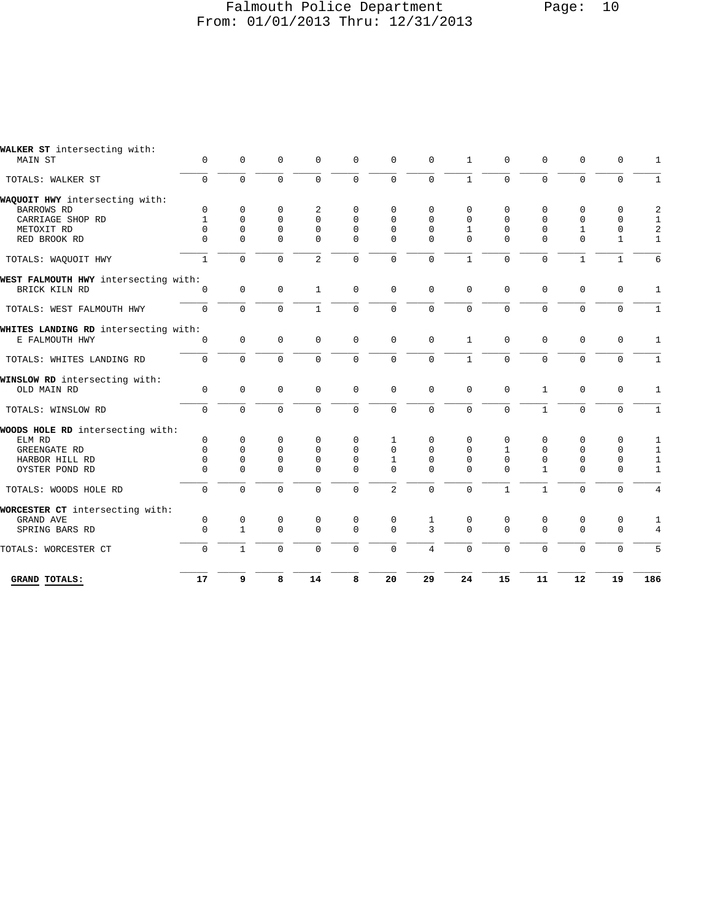| | | | | | | | | | | | | | |
|---|---|---|---|---|---|---|---|---|---|---|---|---|---|
| **WALKER ST** intersecting with: | | | | | | | | | | | | | |
| MAIN ST | 0 | 0 | 0 | 0 | 0 | 0 | 0 | 1 | 0 | 0 | 0 | 0 | 1 |
| TOTALS: WALKER ST | 0 | 0 | 0 | 0 | 0 | 0 | 0 | 1 | 0 | 0 | 0 | 0 | 1 |
| **WAQUOIT HWY** intersecting with: | | | | | | | | | | | | | |
| BARROWS RD | 0 | 0 | 0 | 2 | 0 | 0 | 0 | 0 | 0 | 0 | 0 | 0 | 2 |
| CARRIAGE SHOP RD | 1 | 0 | 0 | 0 | 0 | 0 | 0 | 0 | 0 | 0 | 0 | 0 | 1 |
| METOXIT RD | 0 | 0 | 0 | 0 | 0 | 0 | 0 | 1 | 0 | 0 | 1 | 0 | 2 |
| RED BROOK RD | 0 | 0 | 0 | 0 | 0 | 0 | 0 | 0 | 0 | 0 | 0 | 1 | 1 |
| TOTALS: WAQUOIT HWY | 1 | 0 | 0 | 2 | 0 | 0 | 0 | 1 | 0 | 0 | 1 | 1 | 6 |
| **WEST FALMOUTH HWY** intersecting with: | | | | | | | | | | | | | |
| BRICK KILN RD | 0 | 0 | 0 | 1 | 0 | 0 | 0 | 0 | 0 | 0 | 0 | 0 | 1 |
| TOTALS: WEST FALMOUTH HWY | 0 | 0 | 0 | 1 | 0 | 0 | 0 | 0 | 0 | 0 | 0 | 0 | 1 |
| **WHITES LANDING RD** intersecting with: | | | | | | | | | | | | | |
| E FALMOUTH HWY | 0 | 0 | 0 | 0 | 0 | 0 | 0 | 1 | 0 | 0 | 0 | 0 | 1 |
| TOTALS: WHITES LANDING RD | 0 | 0 | 0 | 0 | 0 | 0 | 0 | 1 | 0 | 0 | 0 | 0 | 1 |
| **WINSLOW RD** intersecting with: | | | | | | | | | | | | | |
| OLD MAIN RD | 0 | 0 | 0 | 0 | 0 | 0 | 0 | 0 | 0 | 1 | 0 | 0 | 1 |
| TOTALS: WINSLOW RD | 0 | 0 | 0 | 0 | 0 | 0 | 0 | 0 | 0 | 1 | 0 | 0 | 1 |
| **WOODS HOLE RD** intersecting with: | | | | | | | | | | | | | |
| ELM RD | 0 | 0 | 0 | 0 | 0 | 1 | 0 | 0 | 0 | 0 | 0 | 0 | 1 |
| GREENGATE RD | 0 | 0 | 0 | 0 | 0 | 0 | 0 | 0 | 1 | 0 | 0 | 0 | 1 |
| HARBOR HILL RD | 0 | 0 | 0 | 0 | 0 | 1 | 0 | 0 | 0 | 0 | 0 | 0 | 1 |
| OYSTER POND RD | 0 | 0 | 0 | 0 | 0 | 0 | 0 | 0 | 0 | 1 | 0 | 0 | 1 |
| TOTALS: WOODS HOLE RD | 0 | 0 | 0 | 0 | 0 | 2 | 0 | 0 | 1 | 1 | 0 | 0 | 4 |
| **WORCESTER CT** intersecting with: | | | | | | | | | | | | | |
| GRAND AVE | 0 | 0 | 0 | 0 | 0 | 0 | 1 | 0 | 0 | 0 | 0 | 0 | 1 |
| SPRING BARS RD | 0 | 1 | 0 | 0 | 0 | 0 | 3 | 0 | 0 | 0 | 0 | 0 | 4 |
| TOTALS: WORCESTER CT | 0 | 1 | 0 | 0 | 0 | 0 | 4 | 0 | 0 | 0 | 0 | 0 | 5 |
| **GRAND TOTALS:** | **17** | **9** | **8** | **14** | **8** | **20** | **29** | **24** | **15** | **11** | **12** | **19** | **186** |